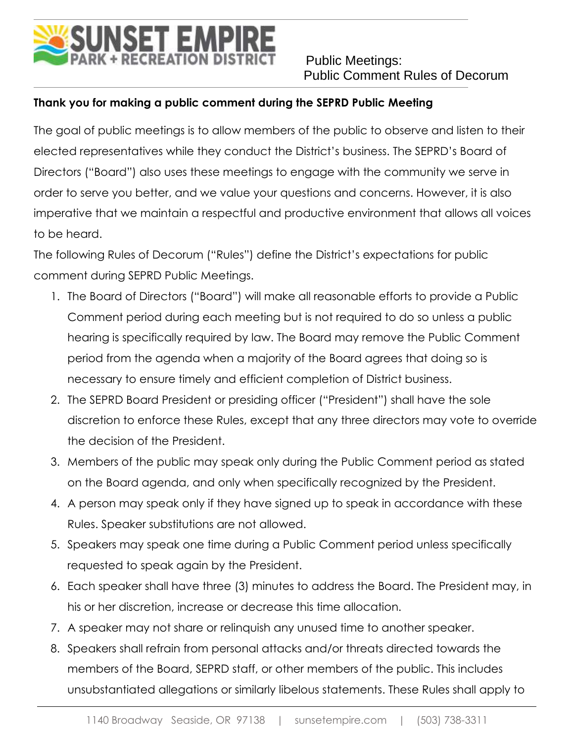SUNSET EMPIRE PARK + RECREATION DISTRICT

Public Meetings:
Public Comment Rules of Decorum

**Thank you for making a public comment during the SEPRD Public Meeting**

The goal of public meetings is to allow members of the public to observe and listen to their elected representatives while they conduct the District's business. The SEPRD's Board of Directors ("Board") also uses these meetings to engage with the community we serve in order to serve you better, and we value your questions and concerns. However, it is also imperative that we maintain a respectful and productive environment that allows all voices to be heard.

The following Rules of Decorum ("Rules") define the District's expectations for public comment during SEPRD Public Meetings.

1. The Board of Directors ("Board") will make all reasonable efforts to provide a Public Comment period during each meeting but is not required to do so unless a public hearing is specifically required by law. The Board may remove the Public Comment period from the agenda when a majority of the Board agrees that doing so is necessary to ensure timely and efficient completion of District business.
2. The SEPRD Board President or presiding officer ("President") shall have the sole discretion to enforce these Rules, except that any three directors may vote to override the decision of the President.
3. Members of the public may speak only during the Public Comment period as stated on the Board agenda, and only when specifically recognized by the President.
4. A person may speak only if they have signed up to speak in accordance with these Rules. Speaker substitutions are not allowed.
5. Speakers may speak one time during a Public Comment period unless specifically requested to speak again by the President.
6. Each speaker shall have three (3) minutes to address the Board. The President may, in his or her discretion, increase or decrease this time allocation.
7. A speaker may not share or relinquish any unused time to another speaker.
8. Speakers shall refrain from personal attacks and/or threats directed towards the members of the Board, SEPRD staff, or other members of the public. This includes unsubstantiated allegations or similarly libelous statements. These Rules shall apply to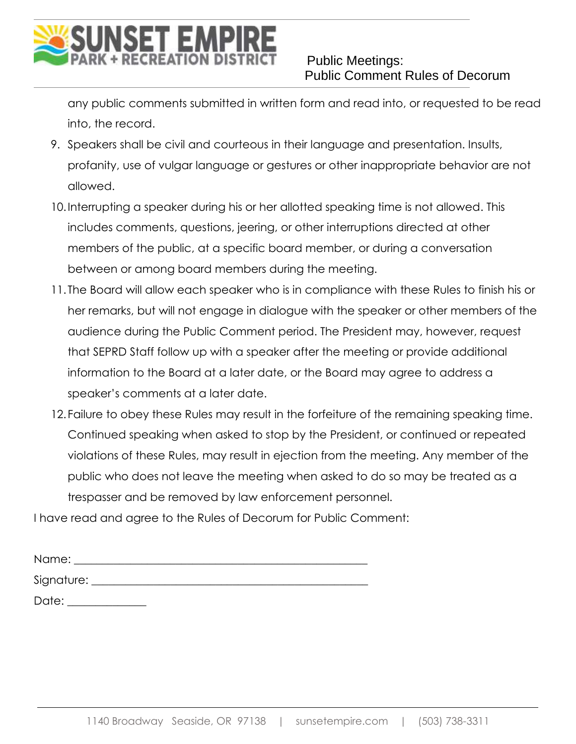any public comments submitted in written form and read into, or requested to be read into, the record.

9. Speakers shall be civil and courteous in their language and presentation. Insults, profanity, use of vulgar language or gestures or other inappropriate behavior are not allowed.
10. Interrupting a speaker during his or her allotted speaking time is not allowed. This includes comments, questions, jeering, or other interruptions directed at other members of the public, at a specific board member, or during a conversation between or among board members during the meeting.
11. The Board will allow each speaker who is in compliance with these Rules to finish his or her remarks, but will not engage in dialogue with the speaker or other members of the audience during the Public Comment period. The President may, however, request that SEPRD Staff follow up with a speaker after the meeting or provide additional information to the Board at a later date, or the Board may agree to address a speaker's comments at a later date.
12. Failure to obey these Rules may result in the forfeiture of the remaining speaking time. Continued speaking when asked to stop by the President, or continued or repeated violations of these Rules, may result in ejection from the meeting. Any member of the public who does not leave the meeting when asked to do so may be treated as a trespasser and be removed by law enforcement personnel.

I have read and agree to the Rules of Decorum for Public Comment:

Name: ____________________________________________

Signature: _________________________________________

Date: ____________